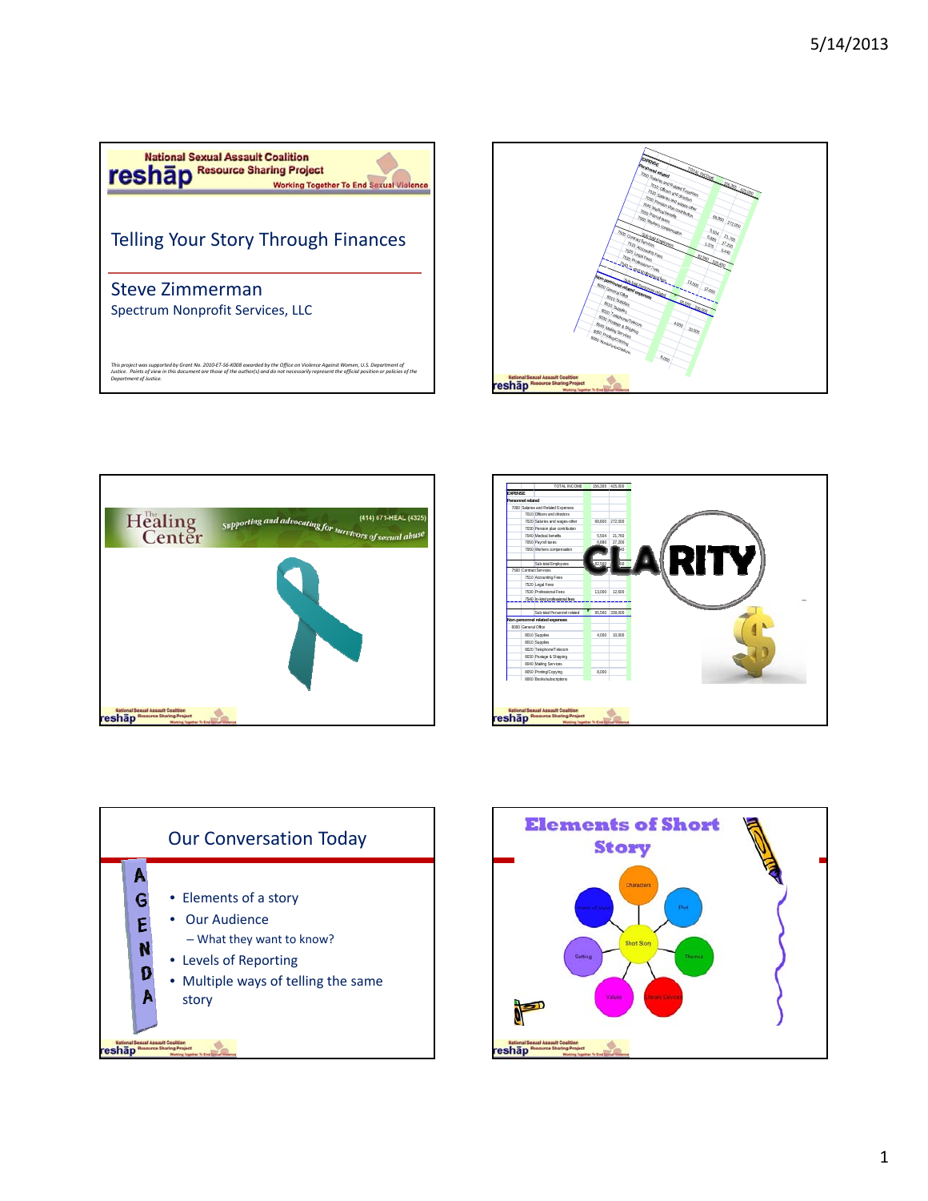## Telling Your Story Through Finances

### Steve Zimmerman

Spectrum Nonprofit Services, LLC

*This project was supported by Grant No. 2010-ET-S6-K008 awarded by the Office on Violence Against Women, U.S. Department of Justice. Points of view in this document are those of the author(s) and do not necessarily represent the official position or policies of the Department of Justice.*

---

The Healing Center — Supporting and advocating for survivors of sexual abuse — (414) 671-HEAL (4325)

---

CLARITY

---

## Our Conversation Today

AGENDA

- Elements of a story
- Our Audience
  - What they want to know?
- Levels of Reporting
- Multiple ways of telling the same story

---

## Elements of Short Story

- Short Story
- Characters
- Plot
- Theme
- Literary Devices
- Values
- Setting
- Point of View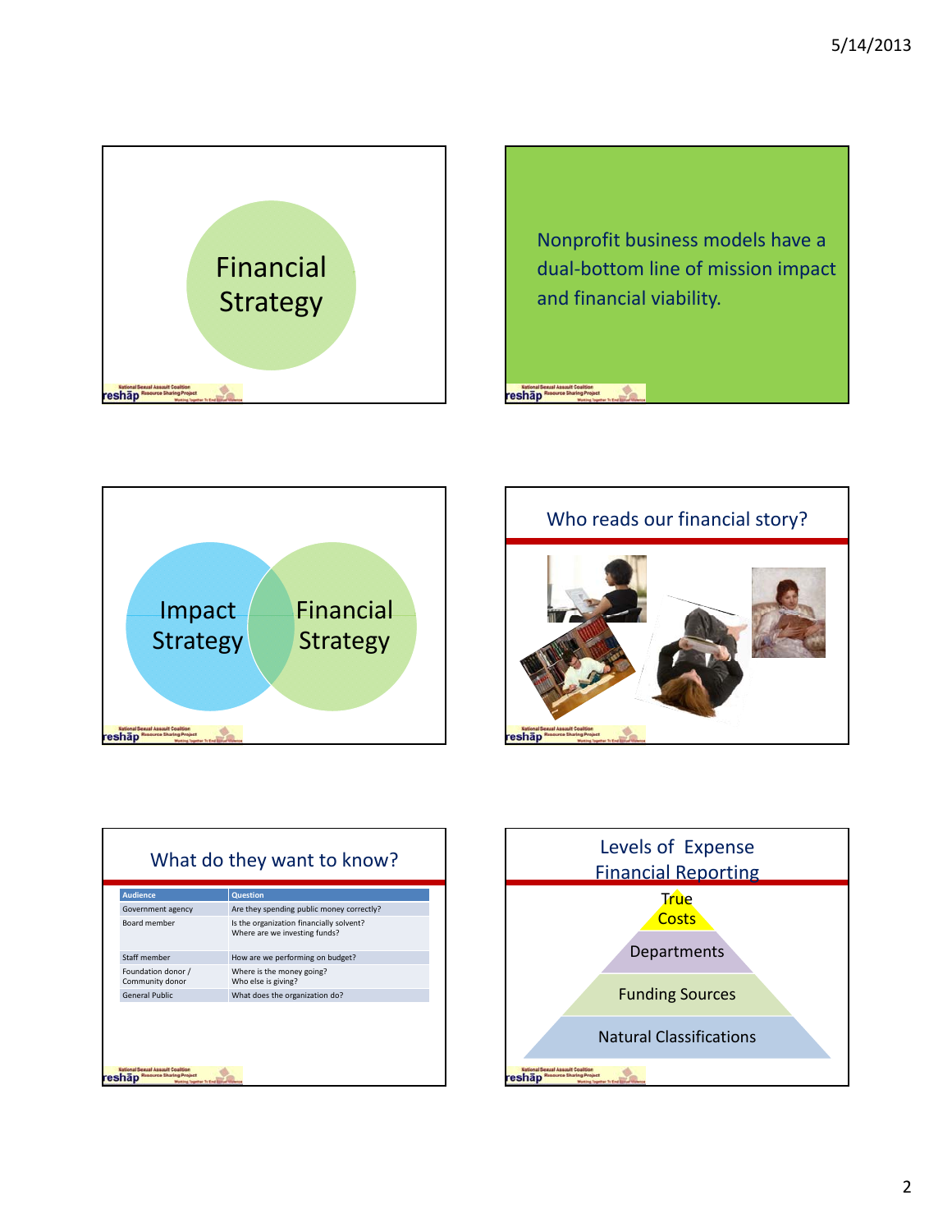Financial Strategy

Nonprofit business models have a dual-bottom line of mission impact and financial viability.

Impact Strategy

Financial Strategy

## Who reads our financial story?

## What do they want to know?

| Audience | Question |
|---|---|
| Government agency | Are they spending public money correctly? |
| Board member | Is the organization financially solvent? Where are we investing funds? |
| Staff member | How are we performing on budget? |
| Foundation donor / Community donor | Where is the money going? Who else is giving? |
| General Public | What does the organization do? |

## Levels of Expense Financial Reporting

- True Costs
- Departments
- Funding Sources
- Natural Classifications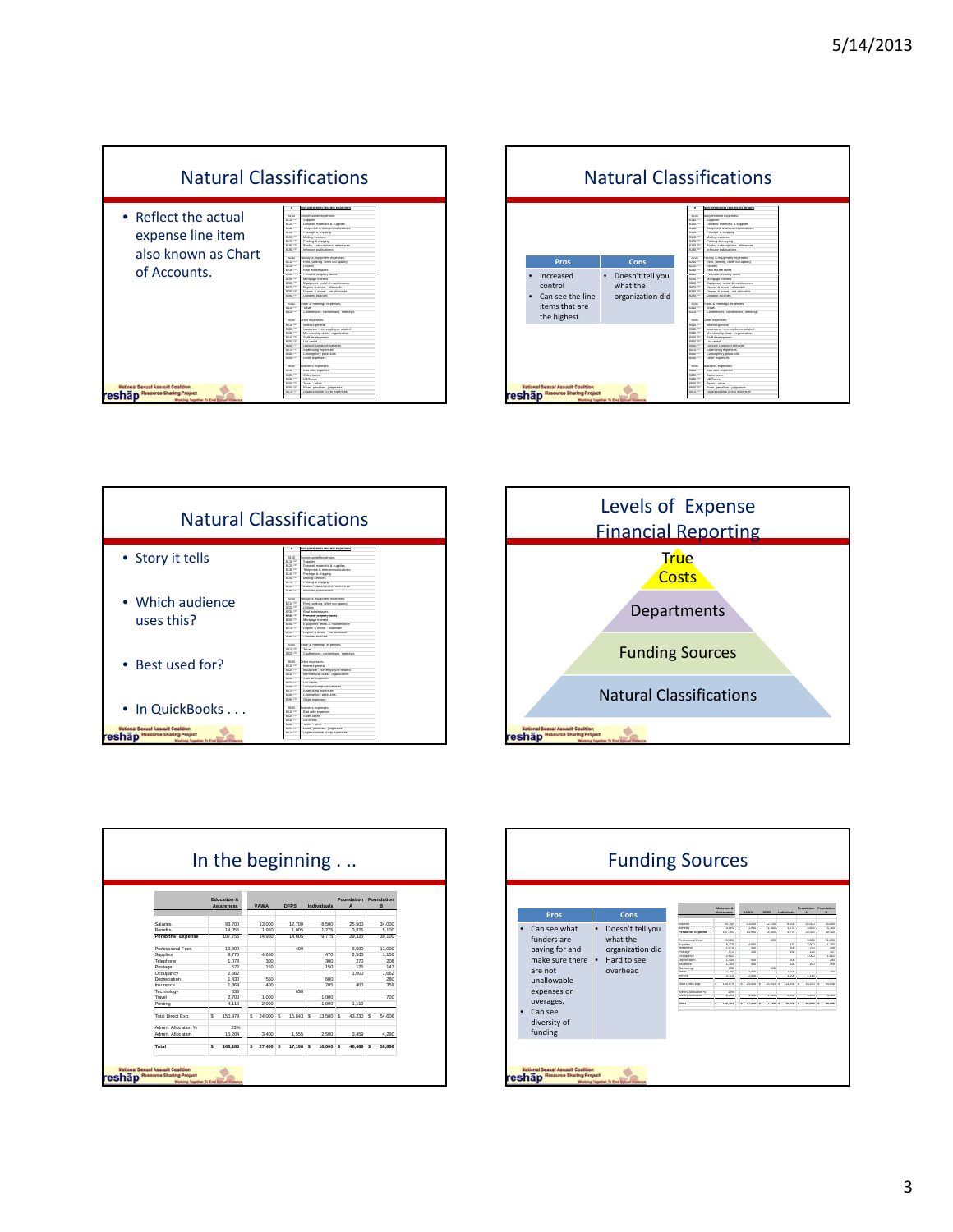## Natural Classifications

- Reflect the actual expense line item also known as Chart of Accounts.

## Natural Classifications

| Pros | Cons |
|---|---|
| • Increased control<br>• Can see the line items that are the highest | • Doesn't tell you what the organization did |

## Natural Classifications

- Story it tells
- Which audience uses this?
- Best used for?
- In QuickBooks . . .

## Levels of Expense Financial Reporting

- True Costs
- Departments
- Funding Sources
- Natural Classifications

## In the beginning . . .

| | Education & Awareness | VAWA | DFPS | Individuals | Foundation A | Foundation B |
|---|---|---|---|---|---|---|
| Salaries | 93,700 | 13,000 | 12,700 | 8,500 | 25,500 | 34,000 |
| Benefits | 14,055 | 1,950 | 1,905 | 1,275 | 3,825 | 5,100 |
| Personnel Expense | 107,755 | 14,950 | 14,605 | 9,775 | 29,325 | 39,100 |
| | | | | | | |
| Professional Fees | 19,900 | | 400 | | 8,500 | 11,000 |
| Supplies | 8,770 | 4,650 | | 470 | 2,500 | 1,150 |
| Telephone | 1,078 | 300 | | 300 | 270 | 208 |
| Postage | 572 | 150 | | 150 | 125 | 147 |
| Occupancy | 2,662 | | | | 1,000 | 1,662 |
| Depreciation | 1,430 | 550 | | 600 | | 280 |
| Insurance | 1,364 | 400 | | 205 | 400 | 359 |
| Technology | 638 | | 638 | | | |
| Travel | 2,700 | 1,000 | | 1,000 | | 700 |
| Printing | 4,110 | 2,000 | | 1,000 | 1,110 | |
| | | | | | | |
| Total Direct Exp. | $ 150,979 | $ 24,000 | $ 15,643 | $ 13,500 | $ 43,230 | $ 54,606 |
| | | | | | | |
| Admin. Allocation % | 23% | | | | | |
| Admin. Allocation | 15,204 | 3,400 | 1,555 | 2,500 | 3,459 | 4,290 |
| | | | | | | |
| Total | $ 166,183 | $ 27,400 | $ 17,198 | $ 16,000 | $ 46,689 | $ 58,896 |

## Funding Sources

| Pros | Cons |
|---|---|
| • Can see what funders are paying for and make sure there are not unallowable expenses or overages.<br>• Can see diversity of funding | • Doesn't tell you what the organization did<br>• Hard to see overhead |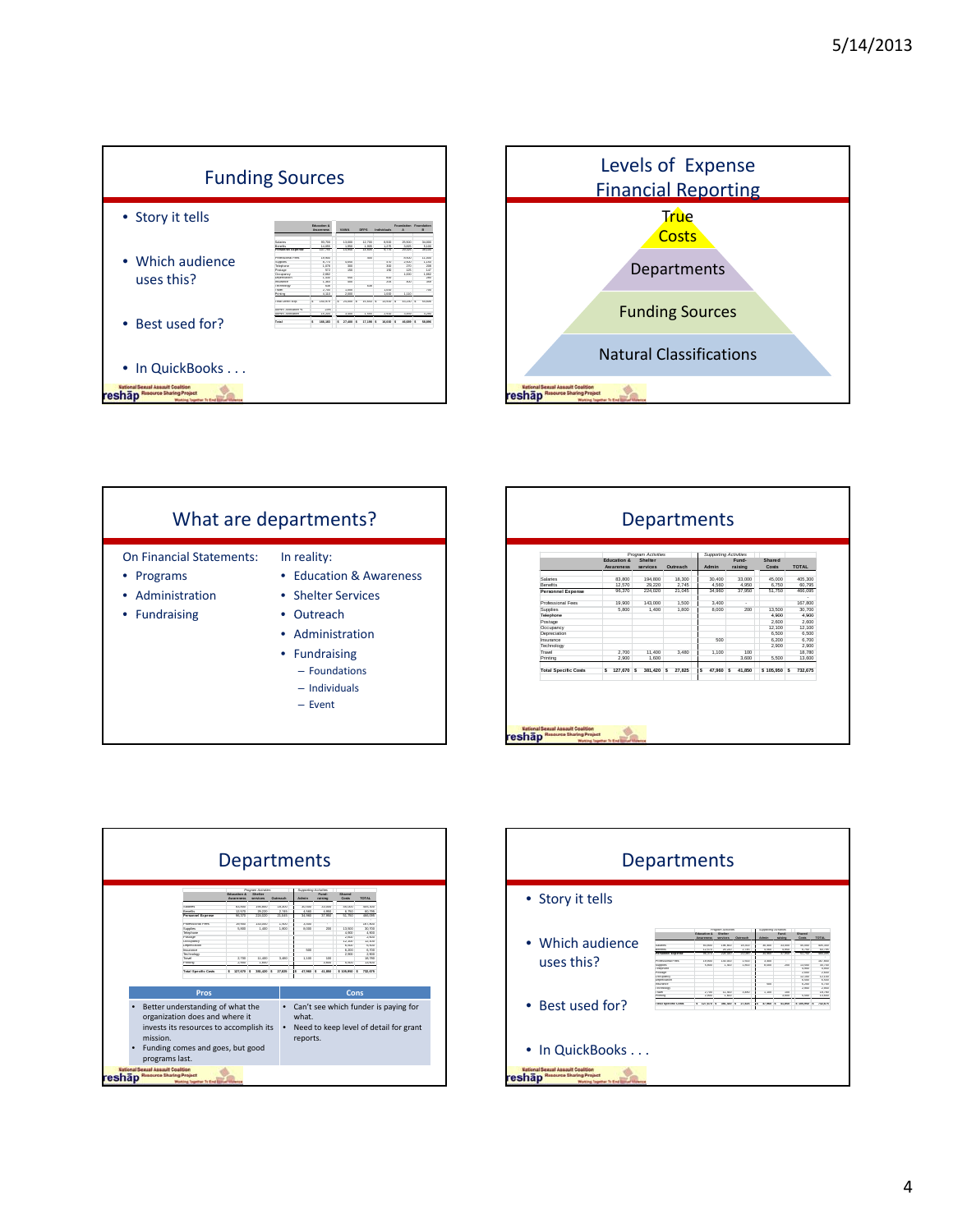## Funding Sources

- Story it tells
- Which audience uses this?
- Best used for?
- In QuickBooks . . .

## Levels of Expense Financial Reporting

- True Costs
- Departments
- Funding Sources
- Natural Classifications

## What are departments?

On Financial Statements:

- Programs
- Administration
- Fundraising

In reality:

- Education & Awareness
- Shelter Services
- Outreach
- Administration
- Fundraising
  - Foundations
  - Individuals
  - Event

## Departments

| | Program Activities | | | Supporting Activities | | | |
|---|---|---|---|---|---|---|---|
| | Education & Awareness | Shelter services | Outreach | Admin | Fund-raising | Shared Costs | TOTAL |
| Salaries | 83,800 | 194,800 | 18,300 | 30,400 | 33,000 | 45,000 | 405,300 |
| Benefits | 12,570 | 29,220 | 2,745 | 4,560 | 4,950 | 6,750 | 60,795 |
| **Personnel Expense** | 96,370 | 224,020 | 21,045 | 34,960 | 37,950 | 51,750 | 466,095 |
| Professional Fees | 19,900 | 143,000 | 1,500 | 3,400 | - | | 167,800 |
| Supplies | 5,800 | 1,400 | 1,800 | 8,000 | 200 | 13,500 | 30,700 |
| Telephone | | | | | | 4,900 | 4,900 |
| Postage | | | | | | 2,600 | 2,600 |
| Occupancy | | | | | | 12,100 | 12,100 |
| Depreciation | | | | | | 6,500 | 6,500 |
| Insurance | | | | 500 | | 6,200 | 6,700 |
| Technology | | | | | | 2,900 | 2,900 |
| Travel | 2,700 | 11,400 | 3,480 | 1,100 | 100 | | 18,780 |
| Printing | 2,900 | 1,600 | | | 3,600 | 5,500 | 13,600 |
| **Total Specific Costs** | $ 127,670 | $ 381,420 | $ 27,825 | $ 47,960 | $ 41,850 | $ 105,950 | $ 732,675 |

## Departments

| Pros | Cons |
|---|---|
| • Better understanding of what the organization does and where it invests its resources to accomplish its mission. • Funding comes and goes, but good programs last. | • Can't see which funder is paying for what. • Need to keep level of detail for grant reports. |

## Departments

- Story it tells
- Which audience uses this?
- Best used for?
- In QuickBooks . . .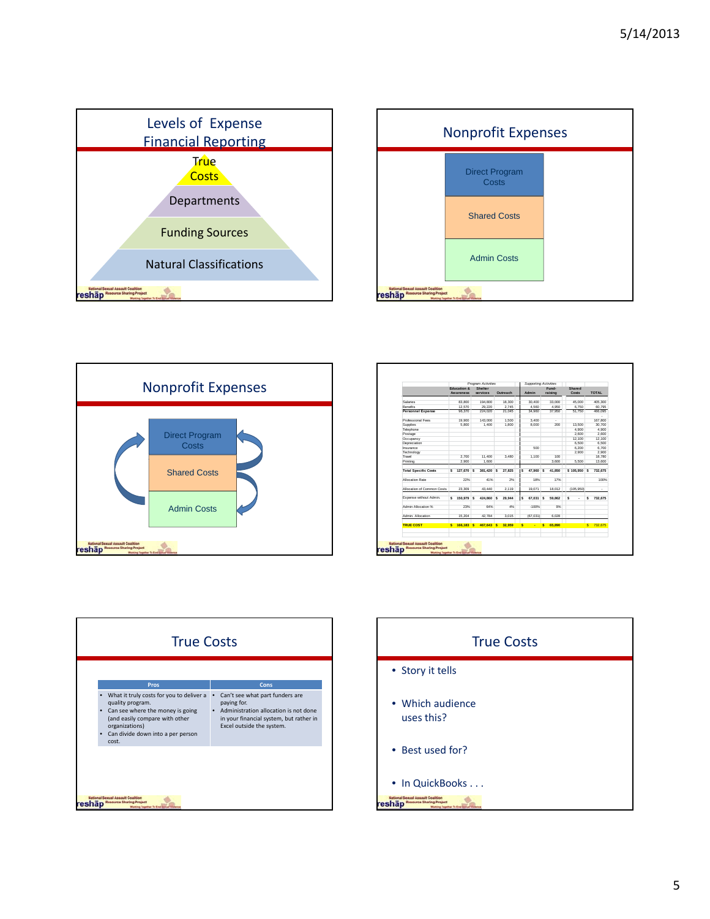## Levels of Expense Financial Reporting

- True Costs
- Departments
- Funding Sources
- Natural Classifications

## Nonprofit Expenses

- Direct Program Costs
- Shared Costs
- Admin Costs

## Nonprofit Expenses

- Direct Program Costs
- Shared Costs
- Admin Costs

| | Program Activities | | | Supporting Activities | | | |
|---|---|---|---|---|---|---|---|
| | Education & Awareness | Shelter services | Outreach | Admin | Fund-raising | Shared Costs | TOTAL |
| Salaries | 83,800 | 194,800 | 18,300 | 30,400 | 33,000 | 45,000 | 405,300 |
| Benefits | 12,570 | 29,220 | 2,745 | 4,560 | 4,950 | 6,750 | 60,795 |
| Personnel Expense | 96,370 | 224,020 | 21,045 | 34,960 | 37,950 | 51,750 | 466,095 |
| Professional Fees | 19,900 | 143,000 | 1,500 | 3,400 | - | | 167,800 |
| Supplies | 5,800 | 1,400 | 1,800 | 8,000 | 200 | 13,500 | 30,700 |
| Telephone | | | | | | 4,900 | 4,900 |
| Postage | | | | | | 2,600 | 2,600 |
| Occupancy | | | | | | 12,100 | 12,100 |
| Depreciation | | | | | | 6,500 | 6,500 |
| Insurance | | | | 500 | | 6,200 | 6,700 |
| Technology | | | | | | 2,900 | 2,900 |
| Travel | 2,700 | 11,400 | 3,480 | 1,100 | 100 | | 18,780 |
| Printing | 2,900 | 1,600 | | | 3,600 | 5,500 | 13,600 |
| Total Specific Costs | $ 127,670 | $ 381,420 | $ 27,825 | $ 47,960 | $ 41,850 | $ 105,950 | $ 732,675 |
| Allocation Rate | 22% | 41% | 2% | 18% | 17% | | 100% |
| Allocation of Common Costs | 23,309 | 43,440 | 2,119 | 19,071 | 18,012 | (105,950) | - |
| Expense without Admin. | $ 150,979 | $ 424,860 | $ 29,944 | $ 67,031 | $ 59,862 | $ - | $ 732,675 |
| Admin Allocation % | 23% | 64% | 4% | -100% | 9% | | |
| Admin. Allocation | 15,204 | 42,784 | 3,015 | (67,031) | 6,028 | | |
| TRUE COST | $ 166,183 | $ 467,643 | $ 32,959 | $ - | $ 65,890 | | $ 732,675 |

## True Costs

| Pros | Cons |
|---|---|
| • What it truly costs for you to deliver a quality program.<br>• Can see where the money is going (and easily compare with other organizations)<br>• Can divide down into a per person cost. | • Can't see what part funders are paying for.<br>• Administration allocation is not done in your financial system, but rather in Excel outside the system. |

## True Costs

- Story it tells
- Which audience uses this?
- Best used for?
- In QuickBooks . . .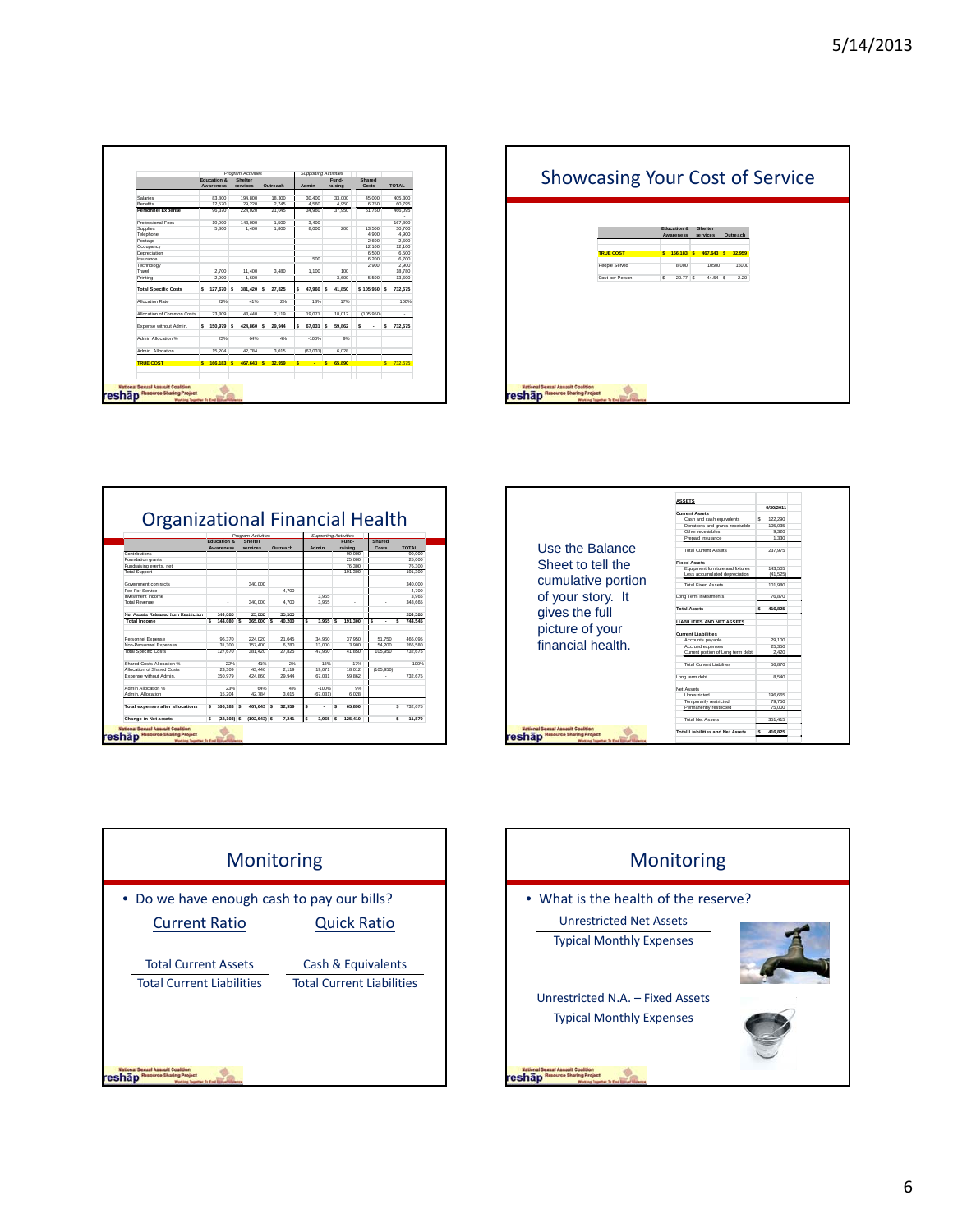## Slide 1

| | Program Activities | | | Supporting Activities | | | |
|---|---|---|---|---|---|---|---|
| | Education & Awareness | Shelter services | Outreach | Admin | Fund-raising | Shared Costs | TOTAL |
| Salaries | 83,800 | 194,800 | 18,300 | 30,400 | 33,000 | 45,000 | 405,300 |
| Benefits | 12,570 | 29,220 | 2,745 | 4,560 | 4,950 | 6,750 | 60,795 |
| Personnel Expense | 96,370 | 224,020 | 21,045 | 34,960 | 37,950 | 51,750 | 466,095 |
| Professional Fees | 19,900 | 143,000 | 1,500 | 3,400 | - | | 167,800 |
| Supplies | 5,800 | 1,400 | 1,800 | 8,000 | 200 | 13,500 | 30,700 |
| Telephone | | | | | | 4,900 | 4,900 |
| Postage | | | | | | 2,600 | 2,600 |
| Occupancy | | | | | | 12,100 | 12,100 |
| Depreciation | | | | | | 6,500 | 6,500 |
| Insurance | | | | 500 | | 6,200 | 6,700 |
| Technology | | | | | | 2,900 | 2,900 |
| Travel | 2,700 | 11,400 | 3,480 | 1,100 | 100 | | 18,780 |
| Printing | 2,900 | 1,600 | | | 3,600 | 5,500 | 13,600 |
| Total Specific Costs | $ 127,670 | $ 381,420 | $ 27,825 | $ 47,960 | $ 41,850 | $ 105,950 | $ 732,675 |
| Allocation Rate | 22% | 41% | 2% | 18% | 17% | | 100% |
| Allocation of Common Costs | 23,309 | 43,440 | 2,119 | 19,071 | 18,012 | (105,950) | - |
| Expense without Admin. | $ 150,979 | $ 424,860 | $ 29,944 | $ 67,031 | $ 59,862 | $ - | $ 732,675 |
| Admin Allocation % | 23% | 64% | 4% | -100% | 9% | | |
| Admin. Allocation | 15,204 | 42,784 | 3,015 | (67,031) | 6,028 | | |
| TRUE COST | $ 166,183 | $ 467,643 | $ 32,959 | $ - | $ 65,890 | | $ 732,675 |

## Showcasing Your Cost of Service

| | Education & Awareness | Shelter services | Outreach |
|---|---|---|---|
| TRUE COST | $ 166,183 | $ 467,643 | $ 32,959 |
| People Served | 8,000 | 10500 | 15000 |
| Cost per Person | $ 20.77 | $ 44.54 | $ 2.20 |

## Organizational Financial Health

| | Program Activities | | | Supporting Activities | | | |
|---|---|---|---|---|---|---|---|
| | Education & Awareness | Shelter services | Outreach | Admin | Fund-raising | Shared Costs | TOTAL |
| Contributions | | | | | 90,000 | | 90,000 |
| Foundation grants | | | | | 25,000 | | 25,000 |
| Fundraising events, net | | | | | 76,300 | | 76,300 |
| Total Support | - | - | - | - | 191,300 | - | 191,300 |
| Government contracts | | 340,000 | | | | | 340,000 |
| Fee For Service | | | 4,700 | | | | 4,700 |
| Investment Income | | | | 3,965 | | | 3,965 |
| Total Revenue | - | 340,000 | 4,700 | 3,965 | - | - | 348,665 |
| Net Assets Released from Restriction | 144,080 | 25,000 | 35,500 | | | | 204,580 |
| Total Income | $ 144,080 | $ 365,000 | $ 40,200 | $ 3,965 | $ 191,300 | $ - | $ 744,545 |
| Personnel Expense | 96,370 | 224,020 | 21,045 | 34,960 | 37,950 | 51,750 | 466,095 |
| Non-Personnel Expenses | 31,300 | 157,400 | 6,780 | 13,000 | 3,900 | 54,200 | 266,580 |
| Total Specific Costs | 127,670 | 381,420 | 27,825 | 47,960 | 41,850 | 105,950 | 732,675 |
| Shared Costs Allocation % | 22% | 41% | 2% | 18% | 17% | | 100% |
| Allocation of Shared Costs | 23,309 | 43,440 | 2,119 | 19,071 | 18,012 | (105,950) | - |
| Expense without Admin. | 150,979 | 424,860 | 29,944 | 67,031 | 59,862 | - | 732,675 |
| Admin Allocation % | 23% | 64% | 4% | -100% | 9% | | |
| Admin. Allocation | 15,204 | 42,784 | 3,015 | (67,031) | 6,028 | | |
| Total expenses after allocations | $ 166,183 | $ 467,643 | $ 32,959 | $ - | $ 65,890 | | $ 732,675 |
| Change in Net assets | $ (22,103) | $ (102,643) | $ 7,241 | $ 3,965 | $ 125,410 | | $ 11,870 |

## Slide 4

Use the Balance Sheet to tell the cumulative portion of your story. It gives the full picture of your financial health.

| ASSETS | 9/30/2011 |
|---|---|
| **Current Assets** | |
| Cash and cash equivalents | $ 122,290 |
| Donations and grants receivable | 105,035 |
| Other receivables | 9,320 |
| Prepaid insurance | 1,330 |
| Total Current Assets | 237,975 |
| **Fixed Assets** | |
| Equipment furniture and fixtures | 143,505 |
| Less accumulated depreciation | (41,525) |
| Total Fixed Assets | 101,980 |
| Long Term Investments | 76,870 |
| **Total Assets** | $ 416,825 |
| **LIABILITIES AND NET ASSETS** | |
| **Current Liabilities** | |
| Accounts payable | 29,100 |
| Accrued expenses | 25,350 |
| Current portion of Long term debt | 2,420 |
| Total Current Liabilities | 56,870 |
| Long term debt | 8,540 |
| Net Assets | |
| Unrestricted | 196,665 |
| Temporarily restricted | 79,750 |
| Permanently restricted | 75,000 |
| Total Net Assets | 351,415 |
| **Total Liabilities and Net Assets** | $ 416,825 |

## Monitoring

- Do we have enough cash to pay our bills?

**Current Ratio**

$$\frac{\text{Total Current Assets}}{\text{Total Current Liabilities}}$$

**Quick Ratio**

$$\frac{\text{Cash \& Equivalents}}{\text{Total Current Liabilities}}$$

## Monitoring

- What is the health of the reserve?

$$\frac{\text{Unrestricted Net Assets}}{\text{Typical Monthly Expenses}}$$

$$\frac{\text{Unrestricted N.A.} - \text{Fixed Assets}}{\text{Typical Monthly Expenses}}$$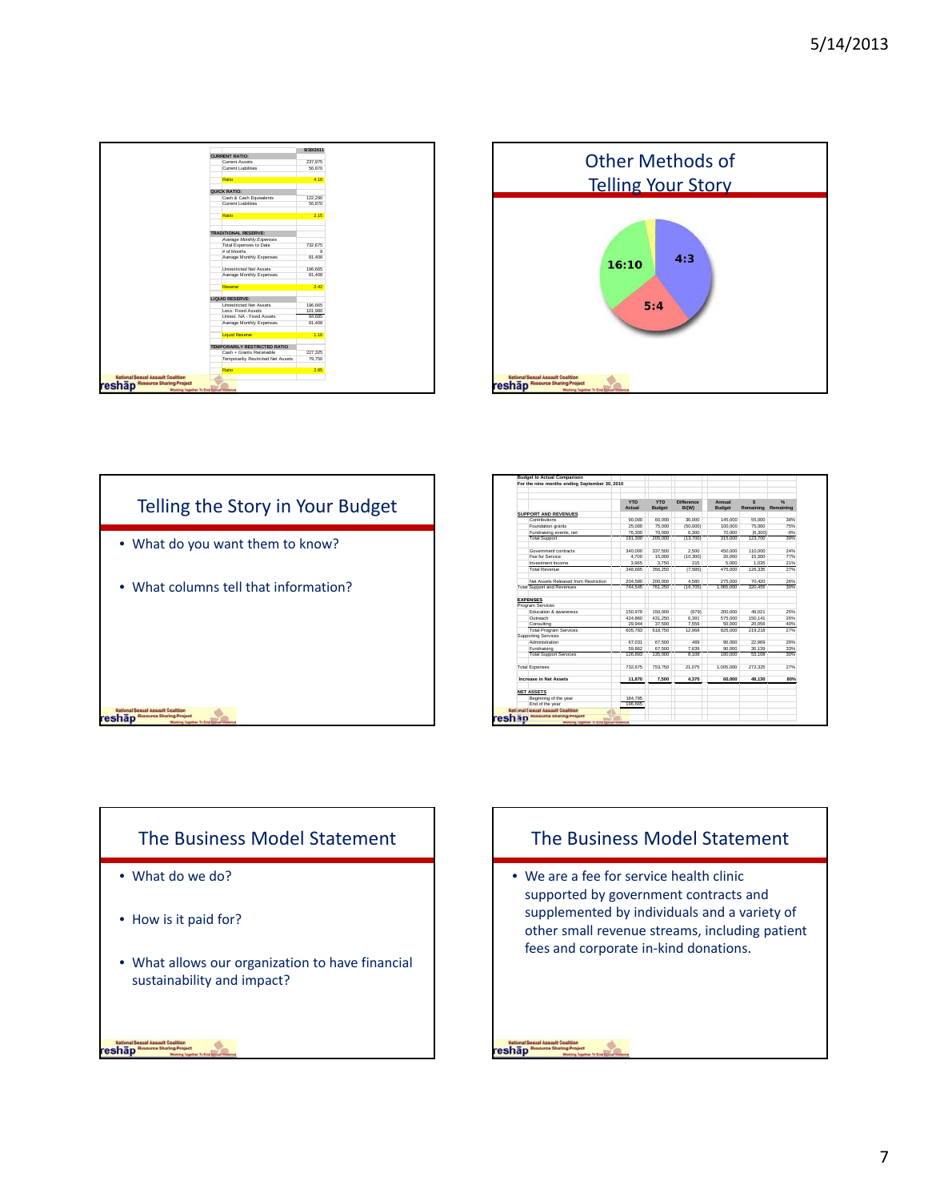| | 9/30/2011 |
|---|---|
| **CURRENT RATIO:** | |
| Current Assets | 237,975 |
| Current Liabilities | 56,870 |
| Ratio | 4.18 |
| **QUICK RATIO:** | |
| Cash & Cash Equivalents | 122,290 |
| Current Liabilities | 56,870 |
| Ratio | 2.15 |
| **TRADITIONAL RESERVE:** | |
| *Average Monthly Expenses* | |
| Total Expenses to Date | 732,675 |
| # of Months | 9 |
| Average Monthly Expenses | 81,408 |
| Unrestricted Net Assets | 196,665 |
| Average Monthly Expenses | 81,408 |
| Reserve | 2.42 |
| **LIQUID RESERVE:** | |
| Unrestricted Net Assets | 196,665 |
| Less: Fixed Assets | 101,980 |
| Unrest. NA - Fixed Assets | 94,685 |
| Average Monthly Expenses | 81,408 |
| Liquid Reserve | 1.16 |
| **TEMPORARILY RESTRICTED RATIO** | |
| Cash + Grants Receivable | 227,325 |
| Temporarily Restricted Net Assets | 79,750 |
| Ratio | 2.85 |

## Other Methods of Telling Your Story

16:10

4:3

5:4

## Telling the Story in Your Budget

- What do you want them to know?
- What columns tell that information?

**Budget to Actual Comparison**
**For the nine months ending September 30, 2010**

| | YTD Actual | YTD Budget | Difference B/(W) | Annual Budget | $ Remaining | % Remaining |
|---|---|---|---|---|---|---|
| **SUPPORT AND REVENUES** | | | | | | |
| Contributions | 90,000 | 60,000 | 30,000 | 145,000 | 55,000 | 38% |
| Foundation grants | 25,000 | 75,000 | (50,000) | 100,000 | 75,000 | 75% |
| Fundraising events, net | 76,300 | 70,000 | 6,300 | 70,000 | (6,300) | -9% |
| Total Support | 191,300 | 205,000 | (13,700) | 315,000 | 123,700 | 39% |
| Government contracts | 340,000 | 337,500 | 2,500 | 450,000 | 110,000 | 24% |
| Fee for Service | 4,700 | 15,000 | (10,300) | 20,000 | 15,300 | 77% |
| Investment Income | 3,965 | 3,750 | 215 | 5,000 | 1,035 | 21% |
| Total Revenue | 348,665 | 356,250 | (7,585) | 475,000 | 126,335 | 27% |
| Net Assets Released from Restriction | 204,580 | 200,000 | 4,580 | 275,000 | 70,420 | 26% |
| Total Support and Revenues | 744,545 | 761,250 | (16,705) | 1,065,000 | 320,455 | 30% |
| **EXPENSES** | | | | | | |
| Program Services | | | | | | |
| Education & awareness | 150,979 | 150,000 | (979) | 200,000 | 49,021 | 25% |
| Outreach | 424,860 | 431,250 | 6,391 | 575,000 | 150,141 | 26% |
| Consulting | 29,944 | 37,500 | 7,556 | 50,000 | 20,056 | 40% |
| Total Program Services | 605,783 | 618,750 | 12,968 | 825,000 | 219,218 | 27% |
| Supporting Services | | | | | | |
| Administration | 67,031 | 67,500 | 469 | 90,000 | 22,969 | 26% |
| Fundraising | 59,862 | 67,500 | 7,639 | 90,000 | 30,139 | 33% |
| Total Support Services | 126,893 | 135,000 | 8,108 | 180,000 | 53,108 | 30% |
| Total Expenses | 732,675 | 753,750 | 21,075 | 1,005,000 | 272,325 | 27% |
| **Increase in Net Assets** | 11,870 | 7,500 | 4,370 | 60,000 | 48,130 | 80% |
| **NET ASSETS** | | | | | | |
| Beginning of the year | 184,795 | | | | | |
| End of the year | 196,665 | | | | | |

## The Business Model Statement

- What do we do?
- How is it paid for?
- What allows our organization to have financial sustainability and impact?

## The Business Model Statement

- We are a fee for service health clinic supported by government contracts and supplemented by individuals and a variety of other small revenue streams, including patient fees and corporate in-kind donations.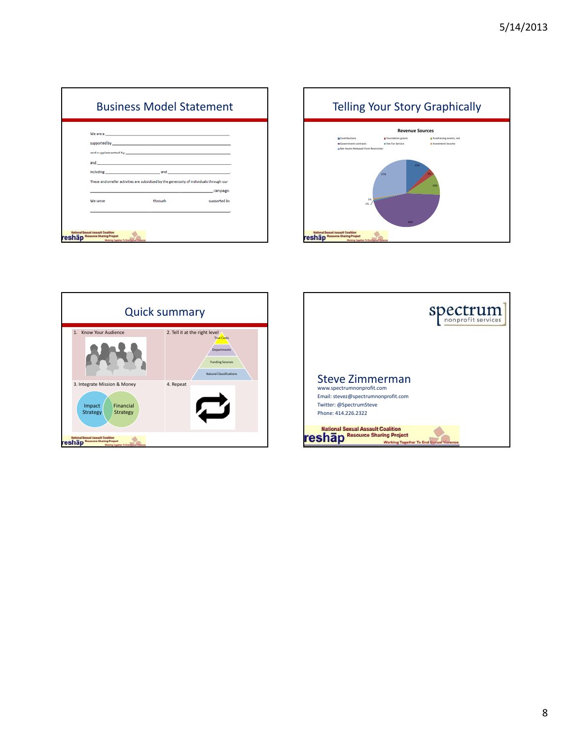## Business Model Statement

We are a \_\_\_\_\_\_\_\_\_\_\_\_\_\_\_\_\_\_\_\_\_\_\_\_\_\_\_\_\_\_\_\_\_\_\_\_\_\_\_\_

supported by \_\_\_\_\_\_\_\_\_\_\_\_\_\_\_\_\_\_\_\_\_\_\_\_\_\_\_\_\_\_\_\_\_\_\_\_\_\_\_\_

and supplemented by \_\_\_\_\_\_\_\_\_\_\_\_\_\_\_\_\_\_\_\_\_\_\_\_\_\_\_\_\_\_\_\_\_\_\_\_

and \_\_\_\_\_\_\_\_\_\_\_\_\_\_\_\_\_\_\_\_\_\_\_\_\_\_\_\_\_\_\_\_\_\_\_\_\_\_\_\_\_\_\_\_

including \_\_\_\_\_\_\_\_\_\_\_\_\_\_\_\_\_\_\_\_ and \_\_\_\_\_\_\_\_\_\_\_\_\_\_\_\_\_\_\_\_.

These and smaller activities are subsidized by the generosity of individuals through our

\_\_\_\_\_\_\_\_\_\_\_\_\_\_\_\_\_\_\_\_\_\_\_\_\_\_\_\_\_\_\_\_\_\_\_\_\_\_\_\_ campaign.

We serve \_\_\_\_\_\_\_\_ through \_\_\_\_\_\_\_\_ supported by

\_\_\_\_\_\_\_\_\_\_\_\_\_\_\_\_\_\_\_\_\_\_\_\_\_\_\_\_\_\_\_\_\_\_\_\_\_\_\_\_\_\_\_\_.

National Sexual Assault Coalition Resource Sharing Project — reshāp — Working Together To End Sexual Violence

## Telling Your Story Graphically

Revenue Sources

Contributions
Foundation grants
Fundraising events, net
Government contracts
Fee For Service
Investment income
Net Assets Released from Restriction

12%
3%
10%
27%
1%
1%
46%

National Sexual Assault Coalition Resource Sharing Project — reshāp — Working Together To End Sexual Violence

## Quick summary

1. Know Your Audience
2. Tell it at the right level
   - True Costs
   - Departments
   - Funding Sources
   - Natural Classifications
3. Integrate Mission & Money
   - Impact Strategy
   - Financial Strategy
4. Repeat

National Sexual Assault Coalition Resource Sharing Project — reshāp — Working Together To End Sexual Violence

spectrum nonprofit services

## Steve Zimmerman

www.spectrumnonprofit.com
Email: stevez@spectrumnonprofit.com
Twitter: @SpectrumSteve
Phone: 414.226.2322

National Sexual Assault Coalition Resource Sharing Project — reshāp — Working Together To End Sexual Violence